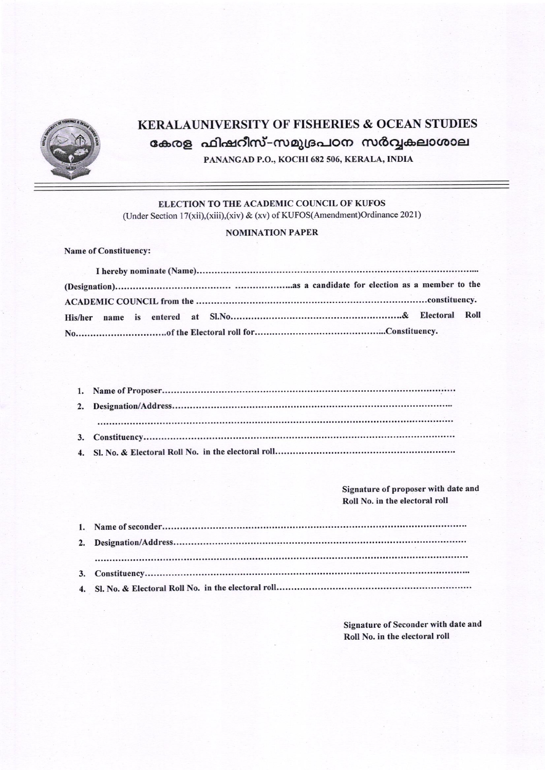# KERALAUNIVERSITY OF FISHERIES & OCEAN STUDIES

## കേരള ഫിഷറീസ്-സമുദ്രപഠന സർവ്വകലാശാല

PANANGAD P.O., KOCHI 682 506, KERALA, INDIA

---

**ELECTION TO THE ACADEMIC COUNCIL OF KUFOS**

(Under Section 17(xii),(xiii),(xiv) & (xv) of KUFOS(Amendment)Ordinance 2021)

**NOMINATION PAPER**

**Name of Constituency:**

**I hereby nominate (Name)..........................................................................................**
**(Designation)...................................... ....................as a candidate for election as a member to the ACADEMIC COUNCIL from the ...........................................................................constituency. His/her name is entered at Sl.No..........................................................& Electoral Roll No..............................of the Electoral roll for..........................................Constituency.**

1. Name of Proposer..................................................................................................
2. Designation/Address...........................................................................................
   ..........................................................................................................................
3. Constituency........................................................................................................
4. Sl. No. & Electoral Roll No. in the electoral roll..........................................................

**Signature of proposer with date and Roll No. in the electoral roll**

1. Name of seconder..................................................................................................
2. Designation/Address.............................................................................................
   ..........................................................................................................................
3. Constituency........................................................................................................
4. Sl. No. & Electoral Roll No. in the electoral roll..........................................................

**Signature of Seconder with date and Roll No. in the electoral roll**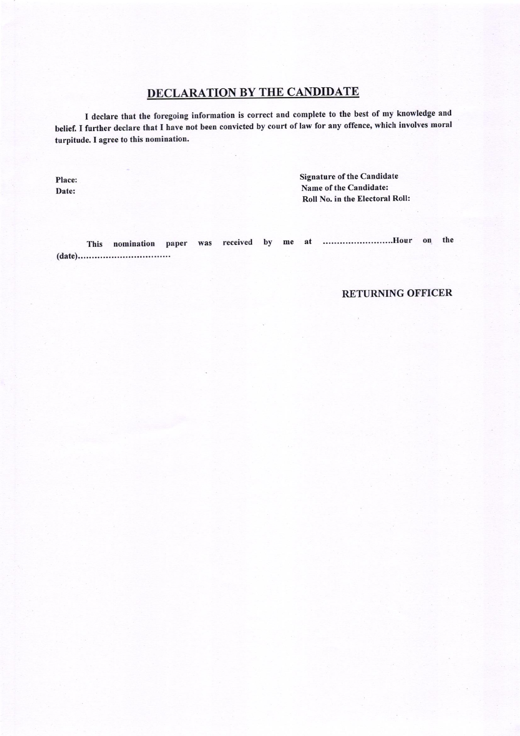## DECLARATION BY THE CANDIDATE

I declare that the foregoing information is correct and complete to the best of my knowledge and belief. I further declare that I have not been convicted by court of law for any offence, which involves moral turpitude. I agree to this nomination.

Place:

Date:

Signature of the Candidate

Name of the Candidate:

Roll No. in the Electoral Roll:

This nomination paper was received by me at ……………………Hour on the (date)……………………………

**RETURNING OFFICER**